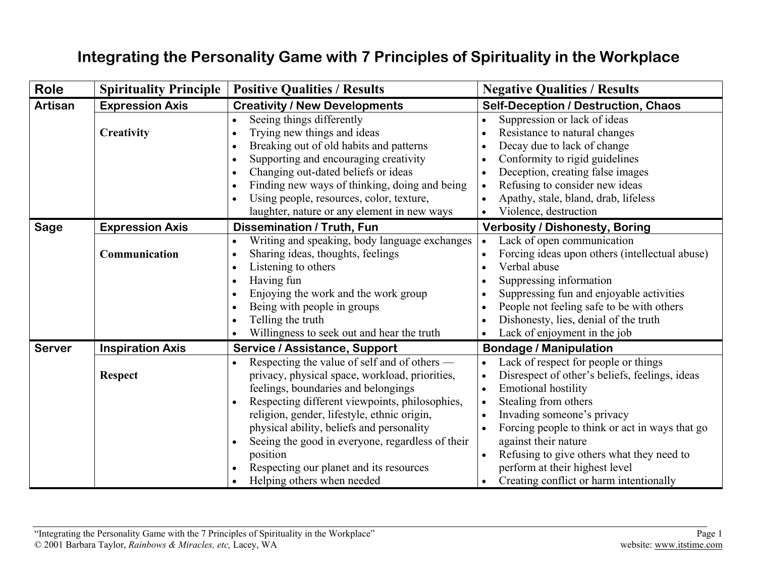# Integrating the Personality Game with 7 Principles of Spirituality in the Workplace

| Role | Spirituality Principle | Positive Qualities / Results | Negative Qualities / Results |
|---|---|---|---|
| **Artisan** | **Expression Axis** | **Creativity / New Developments** | **Self-Deception / Destruction, Chaos** |
| | **Creativity** | • Seeing things differently<br>• Trying new things and ideas<br>• Breaking out of old habits and patterns<br>• Supporting and encouraging creativity<br>• Changing out-dated beliefs or ideas<br>• Finding new ways of thinking, doing and being<br>• Using people, resources, color, texture, laughter, nature or any element in new ways | • Suppression or lack of ideas<br>• Resistance to natural changes<br>• Decay due to lack of change<br>• Conformity to rigid guidelines<br>• Deception, creating false images<br>• Refusing to consider new ideas<br>• Apathy, stale, bland, drab, lifeless<br>• Violence, destruction |
| **Sage** | **Expression Axis** | **Dissemination / Truth, Fun** | **Verbosity / Dishonesty, Boring** |
| | **Communication** | • Writing and speaking, body language exchanges<br>• Sharing ideas, thoughts, feelings<br>• Listening to others<br>• Having fun<br>• Enjoying the work and the work group<br>• Being with people in groups<br>• Telling the truth<br>• Willingness to seek out and hear the truth | • Lack of open communication<br>• Forcing ideas upon others (intellectual abuse)<br>• Verbal abuse<br>• Suppressing information<br>• Suppressing fun and enjoyable activities<br>• People not feeling safe to be with others<br>• Dishonesty, lies, denial of the truth<br>• Lack of enjoyment in the job |
| **Server** | **Inspiration Axis** | **Service / Assistance, Support** | **Bondage / Manipulation** |
| | **Respect** | • Respecting the value of self and of others — privacy, physical space, workload, priorities, feelings, boundaries and belongings<br>• Respecting different viewpoints, philosophies, religion, gender, lifestyle, ethnic origin, physical ability, beliefs and personality<br>• Seeing the good in everyone, regardless of their position<br>• Respecting our planet and its resources<br>• Helping others when needed | • Lack of respect for people or things<br>• Disrespect of other's beliefs, feelings, ideas<br>• Emotional hostility<br>• Stealing from others<br>• Invading someone's privacy<br>• Forcing people to think or act in ways that go against their nature<br>• Refusing to give others what they need to perform at their highest level<br>• Creating conflict or harm intentionally |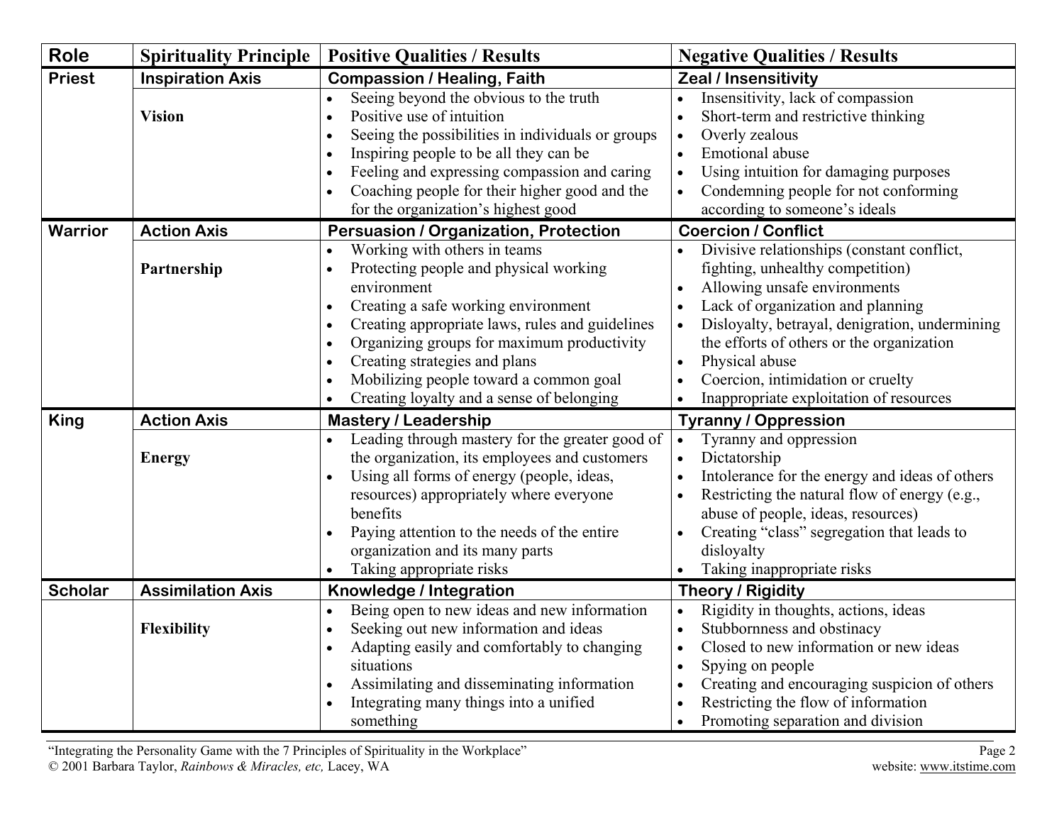| Role | Spirituality Principle | Positive Qualities / Results | Negative Qualities / Results |
|---|---|---|---|
| **Priest** | **Inspiration Axis** | **Compassion / Healing, Faith** | **Zeal / Insensitivity** |
| | **Vision** | • Seeing beyond the obvious to the truth<br>• Positive use of intuition<br>• Seeing the possibilities in individuals or groups<br>• Inspiring people to be all they can be<br>• Feeling and expressing compassion and caring<br>• Coaching people for their higher good and the for the organization's highest good | • Insensitivity, lack of compassion<br>• Short-term and restrictive thinking<br>• Overly zealous<br>• Emotional abuse<br>• Using intuition for damaging purposes<br>• Condemning people for not conforming according to someone's ideals |
| **Warrior** | **Action Axis** | **Persuasion / Organization, Protection** | **Coercion / Conflict** |
| | **Partnership** | • Working with others in teams<br>• Protecting people and physical working environment<br>• Creating a safe working environment<br>• Creating appropriate laws, rules and guidelines<br>• Organizing groups for maximum productivity<br>• Creating strategies and plans<br>• Mobilizing people toward a common goal<br>• Creating loyalty and a sense of belonging | • Divisive relationships (constant conflict, fighting, unhealthy competition)<br>• Allowing unsafe environments<br>• Lack of organization and planning<br>• Disloyalty, betrayal, denigration, undermining the efforts of others or the organization<br>• Physical abuse<br>• Coercion, intimidation or cruelty<br>• Inappropriate exploitation of resources |
| **King** | **Action Axis** | **Mastery / Leadership** | **Tyranny / Oppression** |
| | **Energy** | • Leading through mastery for the greater good of the organization, its employees and customers<br>• Using all forms of energy (people, ideas, resources) appropriately where everyone benefits<br>• Paying attention to the needs of the entire organization and its many parts<br>• Taking appropriate risks | • Tyranny and oppression<br>• Dictatorship<br>• Intolerance for the energy and ideas of others<br>• Restricting the natural flow of energy (e.g., abuse of people, ideas, resources)<br>• Creating "class" segregation that leads to disloyalty<br>• Taking inappropriate risks |
| **Scholar** | **Assimilation Axis** | **Knowledge / Integration** | **Theory / Rigidity** |
| | **Flexibility** | • Being open to new ideas and new information<br>• Seeking out new information and ideas<br>• Adapting easily and comfortably to changing situations<br>• Assimilating and disseminating information<br>• Integrating many things into a unified something | • Rigidity in thoughts, actions, ideas<br>• Stubbornness and obstinacy<br>• Closed to new information or new ideas<br>• Spying on people<br>• Creating and encouraging suspicion of others<br>• Restricting the flow of information<br>• Promoting separation and division |